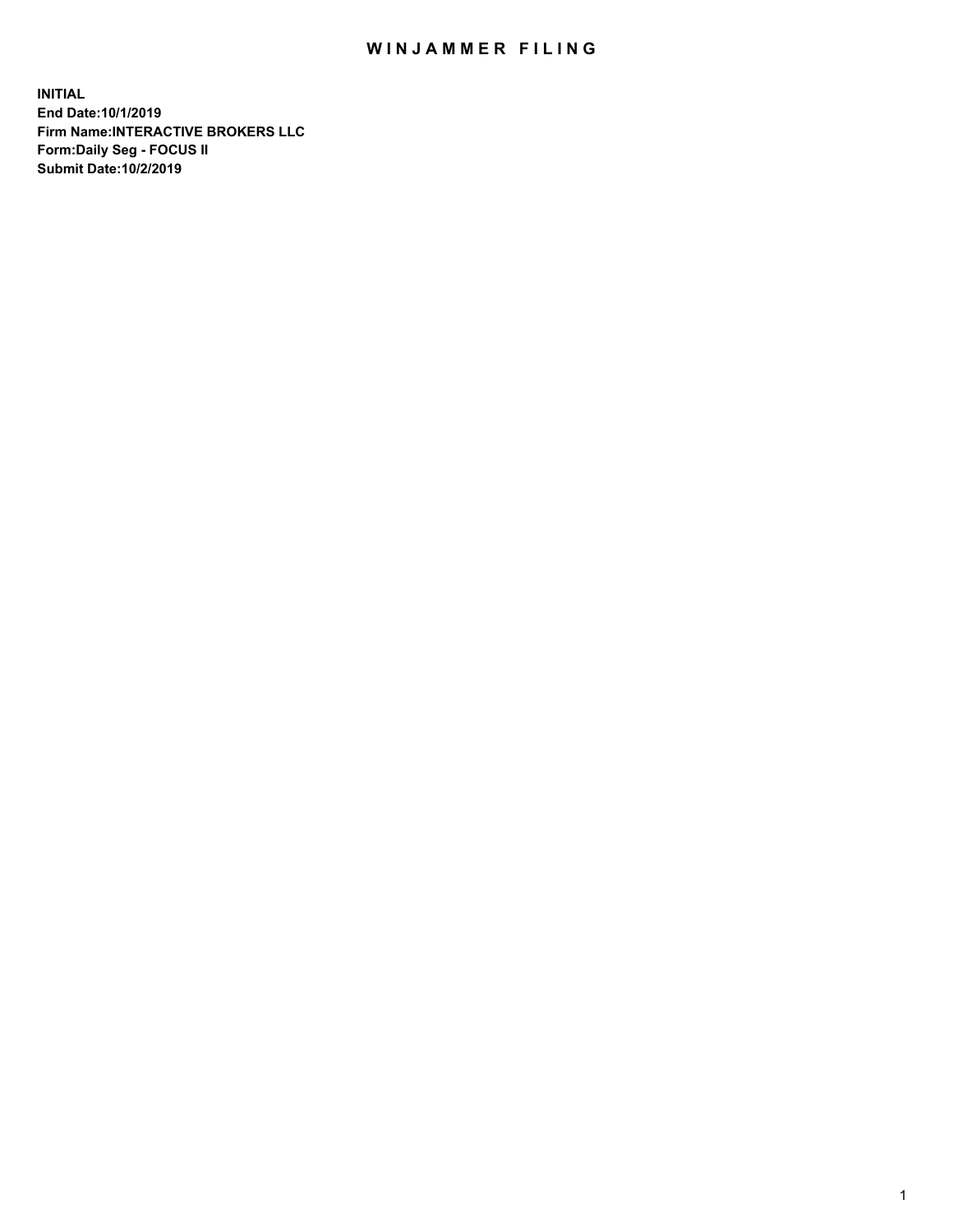# WINJAMMER FILING

**INITIAL**
**End Date:10/1/2019**
**Firm Name:INTERACTIVE BROKERS LLC**
**Form:Daily Seg - FOCUS II**
**Submit Date:10/2/2019**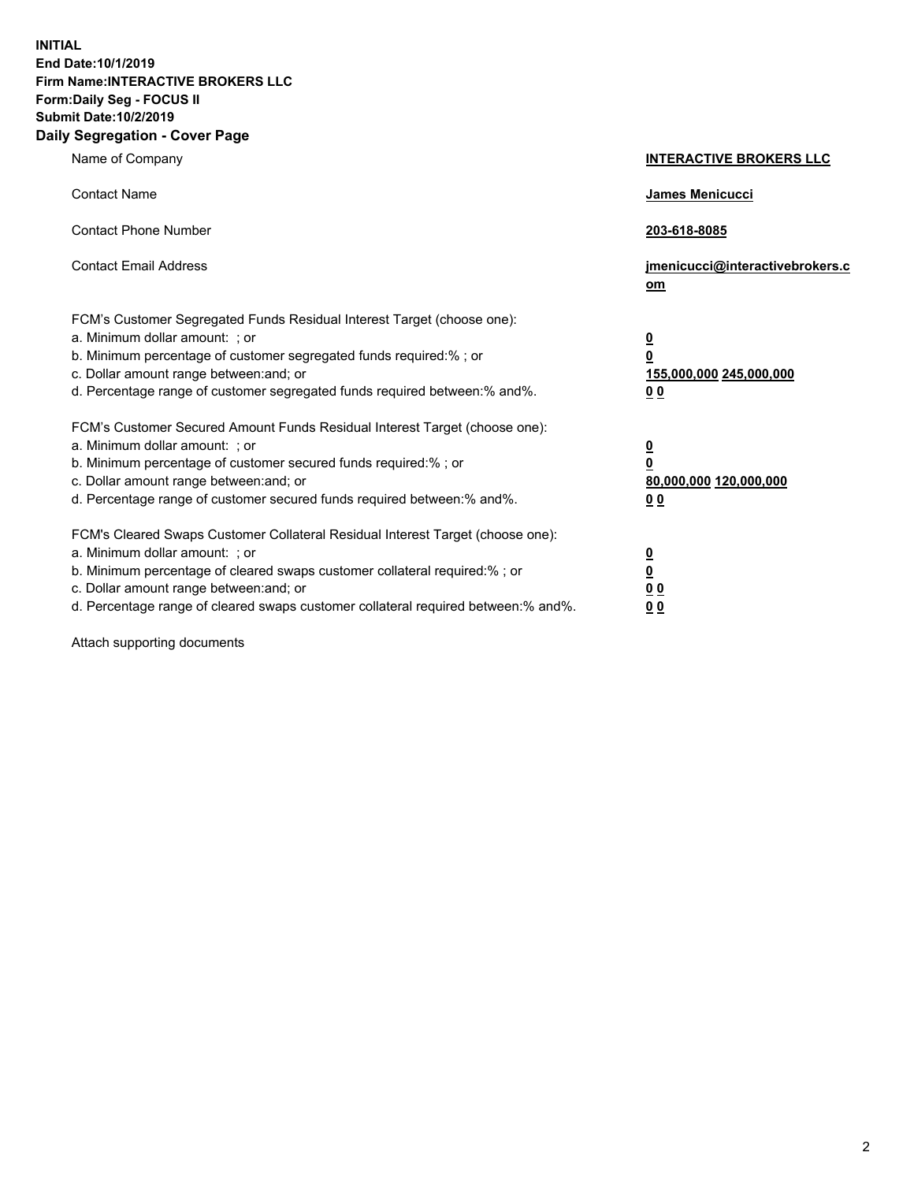**INITIAL**
**End Date:10/1/2019**
**Firm Name:INTERACTIVE BROKERS LLC**
**Form:Daily Seg - FOCUS II**
**Submit Date:10/2/2019**
**Daily Segregation - Cover Page**

| | |
|---|---|
| Name of Company | **INTERACTIVE BROKERS LLC** |
| Contact Name | **James Menicucci** |
| Contact Phone Number | **203-618-8085** |
| Contact Email Address | **jmenicucci@interactivebrokers.com** |
| FCM's Customer Segregated Funds Residual Interest Target (choose one): | |
| a. Minimum dollar amount: ; or | **0** |
| b. Minimum percentage of customer segregated funds required:% ; or | **0** |
| c. Dollar amount range between:and; or | **155,000,000 245,000,000** |
| d. Percentage range of customer segregated funds required between:% and%. | **0 0** |
| FCM's Customer Secured Amount Funds Residual Interest Target (choose one): | |
| a. Minimum dollar amount: ; or | **0** |
| b. Minimum percentage of customer secured funds required:% ; or | **0** |
| c. Dollar amount range between:and; or | **80,000,000 120,000,000** |
| d. Percentage range of customer secured funds required between:% and%. | **0 0** |
| FCM's Cleared Swaps Customer Collateral Residual Interest Target (choose one): | |
| a. Minimum dollar amount: ; or | **0** |
| b. Minimum percentage of cleared swaps customer collateral required:% ; or | **0** |
| c. Dollar amount range between:and; or | **0 0** |
| d. Percentage range of cleared swaps customer collateral required between:% and%. | **0 0** |

Attach supporting documents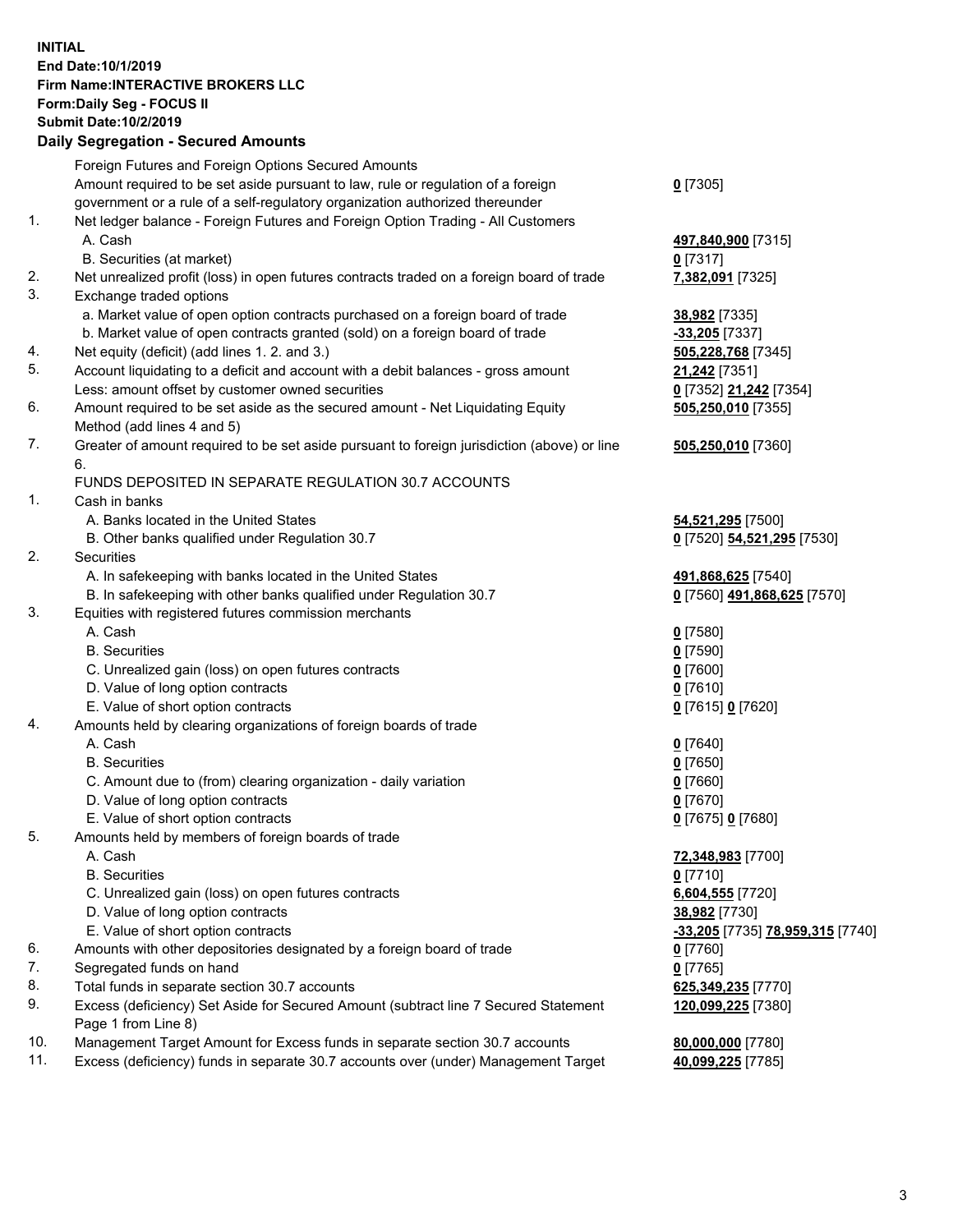**INITIAL**
**End Date:10/1/2019**
**Firm Name:INTERACTIVE BROKERS LLC**
**Form:Daily Seg - FOCUS II**
**Submit Date:10/2/2019**

## Daily Segregation - Secured Amounts

| | | |
|---|---|---|
| | Foreign Futures and Foreign Options Secured Amounts | |
| | Amount required to be set aside pursuant to law, rule or regulation of a foreign government or a rule of a self-regulatory organization authorized thereunder | **0** [7305] |
| 1. | Net ledger balance - Foreign Futures and Foreign Option Trading - All Customers | |
| | A. Cash | **497,840,900** [7315] |
| | B. Securities (at market) | **0** [7317] |
| 2. | Net unrealized profit (loss) in open futures contracts traded on a foreign board of trade | **7,382,091** [7325] |
| 3. | Exchange traded options | |
| | a. Market value of open option contracts purchased on a foreign board of trade | **38,982** [7335] |
| | b. Market value of open contracts granted (sold) on a foreign board of trade | **-33,205** [7337] |
| 4. | Net equity (deficit) (add lines 1. 2. and 3.) | **505,228,768** [7345] |
| 5. | Account liquidating to a deficit and account with a debit balances - gross amount | **21,242** [7351] |
| | Less: amount offset by customer owned securities | **0** [7352] **21,242** [7354] |
| 6. | Amount required to be set aside as the secured amount - Net Liquidating Equity Method (add lines 4 and 5) | **505,250,010** [7355] |
| 7. | Greater of amount required to be set aside pursuant to foreign jurisdiction (above) or line 6. | **505,250,010** [7360] |
| | FUNDS DEPOSITED IN SEPARATE REGULATION 30.7 ACCOUNTS | |
| 1. | Cash in banks | |
| | A. Banks located in the United States | **54,521,295** [7500] |
| | B. Other banks qualified under Regulation 30.7 | **0** [7520] **54,521,295** [7530] |
| 2. | Securities | |
| | A. In safekeeping with banks located in the United States | **491,868,625** [7540] |
| | B. In safekeeping with other banks qualified under Regulation 30.7 | **0** [7560] **491,868,625** [7570] |
| 3. | Equities with registered futures commission merchants | |
| | A. Cash | **0** [7580] |
| | B. Securities | **0** [7590] |
| | C. Unrealized gain (loss) on open futures contracts | **0** [7600] |
| | D. Value of long option contracts | **0** [7610] |
| | E. Value of short option contracts | **0** [7615] **0** [7620] |
| 4. | Amounts held by clearing organizations of foreign boards of trade | |
| | A. Cash | **0** [7640] |
| | B. Securities | **0** [7650] |
| | C. Amount due to (from) clearing organization - daily variation | **0** [7660] |
| | D. Value of long option contracts | **0** [7670] |
| | E. Value of short option contracts | **0** [7675] **0** [7680] |
| 5. | Amounts held by members of foreign boards of trade | |
| | A. Cash | **72,348,983** [7700] |
| | B. Securities | **0** [7710] |
| | C. Unrealized gain (loss) on open futures contracts | **6,604,555** [7720] |
| | D. Value of long option contracts | **38,982** [7730] |
| | E. Value of short option contracts | **-33,205** [7735] **78,959,315** [7740] |
| 6. | Amounts with other depositories designated by a foreign board of trade | **0** [7760] |
| 7. | Segregated funds on hand | **0** [7765] |
| 8. | Total funds in separate section 30.7 accounts | **625,349,235** [7770] |
| 9. | Excess (deficiency) Set Aside for Secured Amount (subtract line 7 Secured Statement Page 1 from Line 8) | **120,099,225** [7380] |
| 10. | Management Target Amount for Excess funds in separate section 30.7 accounts | **80,000,000** [7780] |
| 11. | Excess (deficiency) funds in separate 30.7 accounts over (under) Management Target | **40,099,225** [7785] |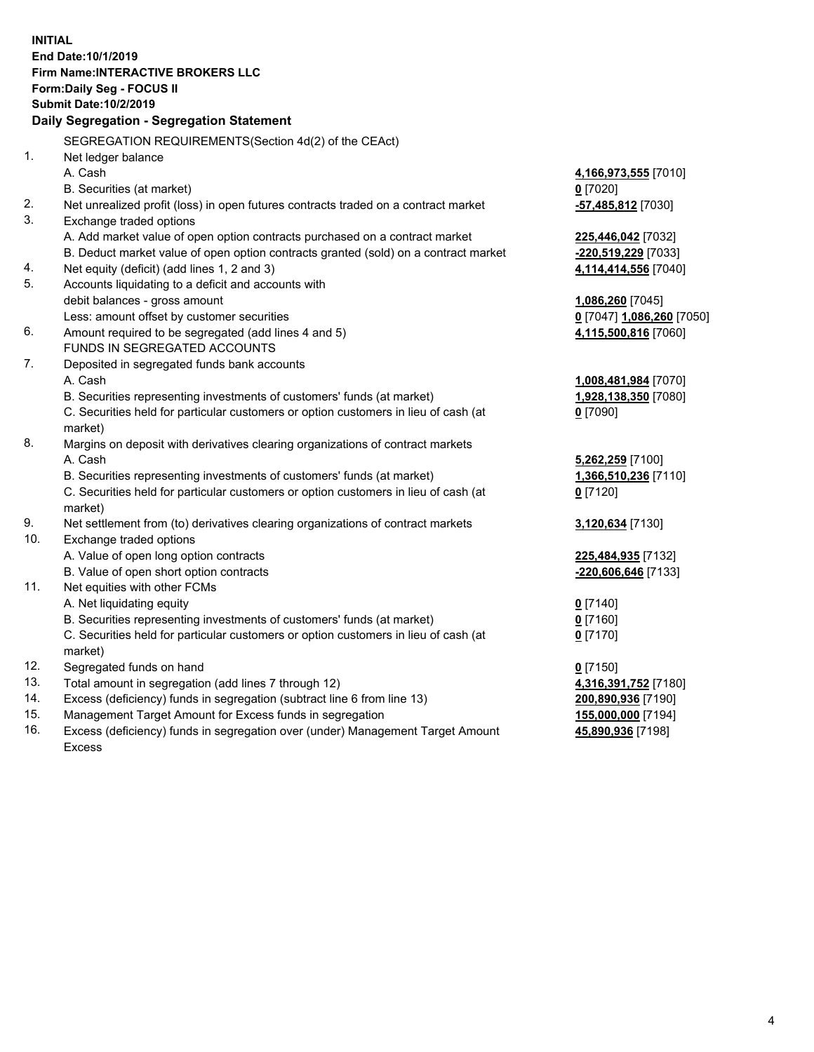**INITIAL**
**End Date:10/1/2019**
**Firm Name:INTERACTIVE BROKERS LLC**
**Form:Daily Seg - FOCUS II**
**Submit Date:10/2/2019**

### Daily Segregation - Segregation Statement

| | | |
|---|---|---|
| | SEGREGATION REQUIREMENTS(Section 4d(2) of the CEAct) | |
| 1. | Net ledger balance | |
| | A. Cash | **4,166,973,555** [7010] |
| | B. Securities (at market) | **0** [7020] |
| 2. | Net unrealized profit (loss) in open futures contracts traded on a contract market | **-57,485,812** [7030] |
| 3. | Exchange traded options | |
| | A. Add market value of open option contracts purchased on a contract market | **225,446,042** [7032] |
| | B. Deduct market value of open option contracts granted (sold) on a contract market | **-220,519,229** [7033] |
| 4. | Net equity (deficit) (add lines 1, 2 and 3) | **4,114,414,556** [7040] |
| 5. | Accounts liquidating to a deficit and accounts with debit balances - gross amount | **1,086,260** [7045] |
| | Less: amount offset by customer securities | **0** [7047] **1,086,260** [7050] |
| 6. | Amount required to be segregated (add lines 4 and 5) | **4,115,500,816** [7060] |
| | FUNDS IN SEGREGATED ACCOUNTS | |
| 7. | Deposited in segregated funds bank accounts | |
| | A. Cash | **1,008,481,984** [7070] |
| | B. Securities representing investments of customers' funds (at market) | **1,928,138,350** [7080] |
| | C. Securities held for particular customers or option customers in lieu of cash (at market) | **0** [7090] |
| 8. | Margins on deposit with derivatives clearing organizations of contract markets | |
| | A. Cash | **5,262,259** [7100] |
| | B. Securities representing investments of customers' funds (at market) | **1,366,510,236** [7110] |
| | C. Securities held for particular customers or option customers in lieu of cash (at market) | **0** [7120] |
| 9. | Net settlement from (to) derivatives clearing organizations of contract markets | **3,120,634** [7130] |
| 10. | Exchange traded options | |
| | A. Value of open long option contracts | **225,484,935** [7132] |
| | B. Value of open short option contracts | **-220,606,646** [7133] |
| 11. | Net equities with other FCMs | |
| | A. Net liquidating equity | **0** [7140] |
| | B. Securities representing investments of customers' funds (at market) | **0** [7160] |
| | C. Securities held for particular customers or option customers in lieu of cash (at market) | **0** [7170] |
| 12. | Segregated funds on hand | **0** [7150] |
| 13. | Total amount in segregation (add lines 7 through 12) | **4,316,391,752** [7180] |
| 14. | Excess (deficiency) funds in segregation (subtract line 6 from line 13) | **200,890,936** [7190] |
| 15. | Management Target Amount for Excess funds in segregation | **155,000,000** [7194] |
| 16. | Excess (deficiency) funds in segregation over (under) Management Target Amount Excess | **45,890,936** [7198] |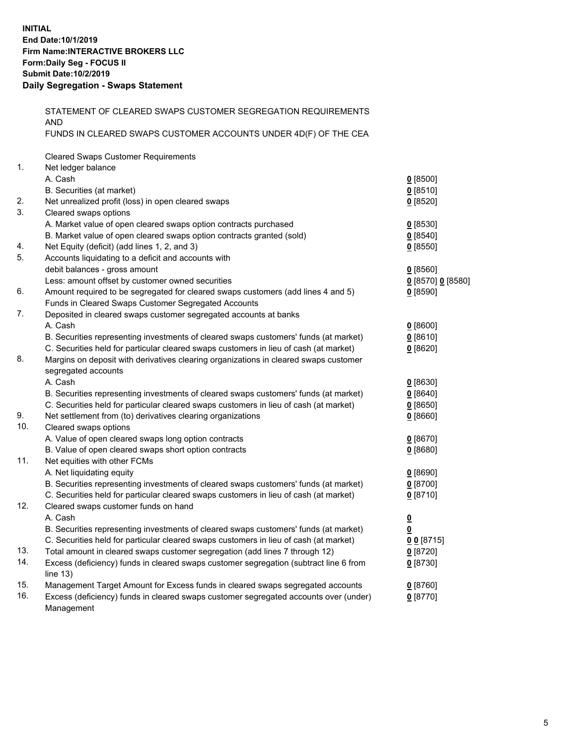**INITIAL**
**End Date:10/1/2019**
**Firm Name:INTERACTIVE BROKERS LLC**
**Form:Daily Seg - FOCUS II**
**Submit Date:10/2/2019**
**Daily Segregation - Swaps Statement**

STATEMENT OF CLEARED SWAPS CUSTOMER SEGREGATION REQUIREMENTS AND FUNDS IN CLEARED SWAPS CUSTOMER ACCOUNTS UNDER 4D(F) OF THE CEA

| | | |
|---|---|---|
| | Cleared Swaps Customer Requirements | |
| 1. | Net ledger balance | |
| | A. Cash | 0 [8500] |
| | B. Securities (at market) | 0 [8510] |
| 2. | Net unrealized profit (loss) in open cleared swaps | 0 [8520] |
| 3. | Cleared swaps options | |
| | A. Market value of open cleared swaps option contracts purchased | 0 [8530] |
| | B. Market value of open cleared swaps option contracts granted (sold) | 0 [8540] |
| 4. | Net Equity (deficit) (add lines 1, 2, and 3) | 0 [8550] |
| 5. | Accounts liquidating to a deficit and accounts with debit balances - gross amount | 0 [8560] |
| | Less: amount offset by customer owned securities | 0 [8570] 0 [8580] |
| 6. | Amount required to be segregated for cleared swaps customers (add lines 4 and 5) | 0 [8590] |
| | Funds in Cleared Swaps Customer Segregated Accounts | |
| 7. | Deposited in cleared swaps customer segregated accounts at banks | |
| | A. Cash | 0 [8600] |
| | B. Securities representing investments of cleared swaps customers' funds (at market) | 0 [8610] |
| | C. Securities held for particular cleared swaps customers in lieu of cash (at market) | 0 [8620] |
| 8. | Margins on deposit with derivatives clearing organizations in cleared swaps customer segregated accounts | |
| | A. Cash | 0 [8630] |
| | B. Securities representing investments of cleared swaps customers' funds (at market) | 0 [8640] |
| | C. Securities held for particular cleared swaps customers in lieu of cash (at market) | 0 [8650] |
| 9. | Net settlement from (to) derivatives clearing organizations | 0 [8660] |
| 10. | Cleared swaps options | |
| | A. Value of open cleared swaps long option contracts | 0 [8670] |
| | B. Value of open cleared swaps short option contracts | 0 [8680] |
| 11. | Net equities with other FCMs | |
| | A. Net liquidating equity | 0 [8690] |
| | B. Securities representing investments of cleared swaps customers' funds (at market) | 0 [8700] |
| | C. Securities held for particular cleared swaps customers in lieu of cash (at market) | 0 [8710] |
| 12. | Cleared swaps customer funds on hand | |
| | A. Cash | 0 |
| | B. Securities representing investments of cleared swaps customers' funds (at market) | 0 |
| | C. Securities held for particular cleared swaps customers in lieu of cash (at market) | 0 0 [8715] |
| 13. | Total amount in cleared swaps customer segregation (add lines 7 through 12) | 0 [8720] |
| 14. | Excess (deficiency) funds in cleared swaps customer segregation (subtract line 6 from line 13) | 0 [8730] |
| 15. | Management Target Amount for Excess funds in cleared swaps segregated accounts | 0 [8760] |
| 16. | Excess (deficiency) funds in cleared swaps customer segregated accounts over (under) Management | 0 [8770] |